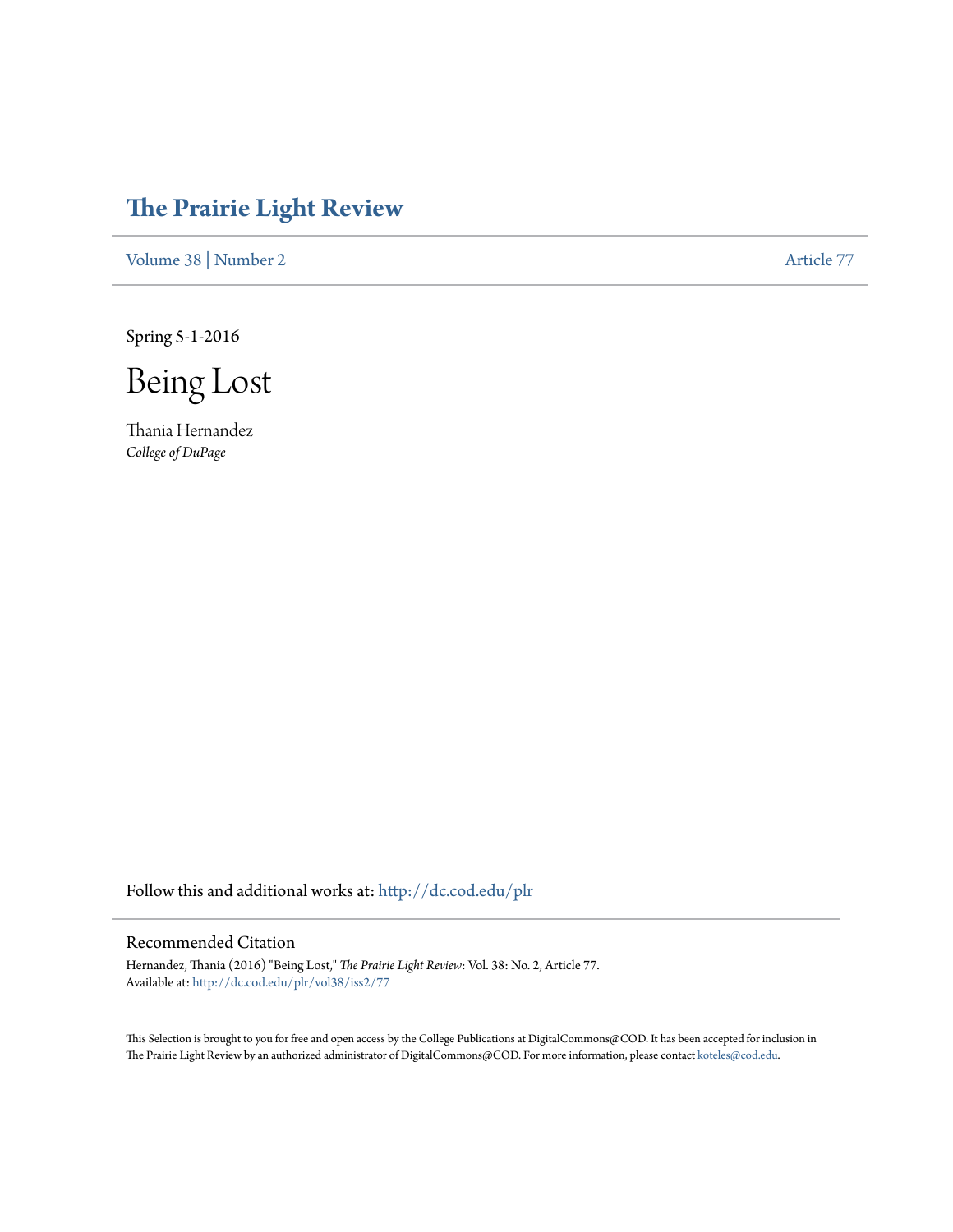# The Prairie Light Review

Volume 38 | Number 2 Article 77

Spring 5-1-2016

# Being Lost

Thania Hernandez
*College of DuPage*

Follow this and additional works at: http://dc.cod.edu/plr

## Recommended Citation

Hernandez, Thania (2016) "Being Lost," *The Prairie Light Review*: Vol. 38: No. 2, Article 77.
Available at: http://dc.cod.edu/plr/vol38/iss2/77

This Selection is brought to you for free and open access by the College Publications at DigitalCommons@COD. It has been accepted for inclusion in The Prairie Light Review by an authorized administrator of DigitalCommons@COD. For more information, please contact koteles@cod.edu.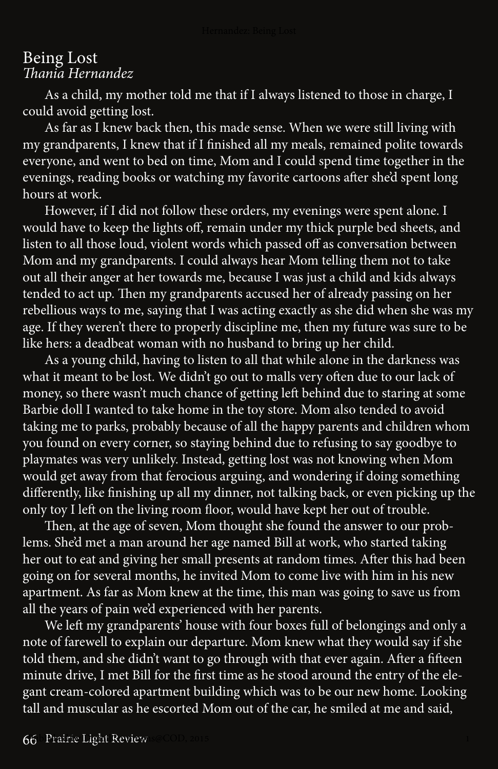# Being Lost

*Thania Hernandez*

As a child, my mother told me that if I always listened to those in charge, I could avoid getting lost.

As far as I knew back then, this made sense. When we were still living with my grandparents, I knew that if I finished all my meals, remained polite towards everyone, and went to bed on time, Mom and I could spend time together in the evenings, reading books or watching my favorite cartoons after she'd spent long hours at work.

However, if I did not follow these orders, my evenings were spent alone. I would have to keep the lights off, remain under my thick purple bed sheets, and listen to all those loud, violent words which passed off as conversation between Mom and my grandparents. I could always hear Mom telling them not to take out all their anger at her towards me, because I was just a child and kids always tended to act up. Then my grandparents accused her of already passing on her rebellious ways to me, saying that I was acting exactly as she did when she was my age. If they weren't there to properly discipline me, then my future was sure to be like hers: a deadbeat woman with no husband to bring up her child.

As a young child, having to listen to all that while alone in the darkness was what it meant to be lost. We didn't go out to malls very often due to our lack of money, so there wasn't much chance of getting left behind due to staring at some Barbie doll I wanted to take home in the toy store. Mom also tended to avoid taking me to parks, probably because of all the happy parents and children whom you found on every corner, so staying behind due to refusing to say goodbye to playmates was very unlikely. Instead, getting lost was not knowing when Mom would get away from that ferocious arguing, and wondering if doing something differently, like finishing up all my dinner, not talking back, or even picking up the only toy I left on the living room floor, would have kept her out of trouble.

Then, at the age of seven, Mom thought she found the answer to our problems. She'd met a man around her age named Bill at work, who started taking her out to eat and giving her small presents at random times. After this had been going on for several months, he invited Mom to come live with him in his new apartment. As far as Mom knew at the time, this man was going to save us from all the years of pain we'd experienced with her parents.

We left my grandparents' house with four boxes full of belongings and only a note of farewell to explain our departure. Mom knew what they would say if she told them, and she didn't want to go through with that ever again. After a fifteen minute drive, I met Bill for the first time as he stood around the entry of the elegant cream-colored apartment building which was to be our new home. Looking tall and muscular as he escorted Mom out of the car, he smiled at me and said,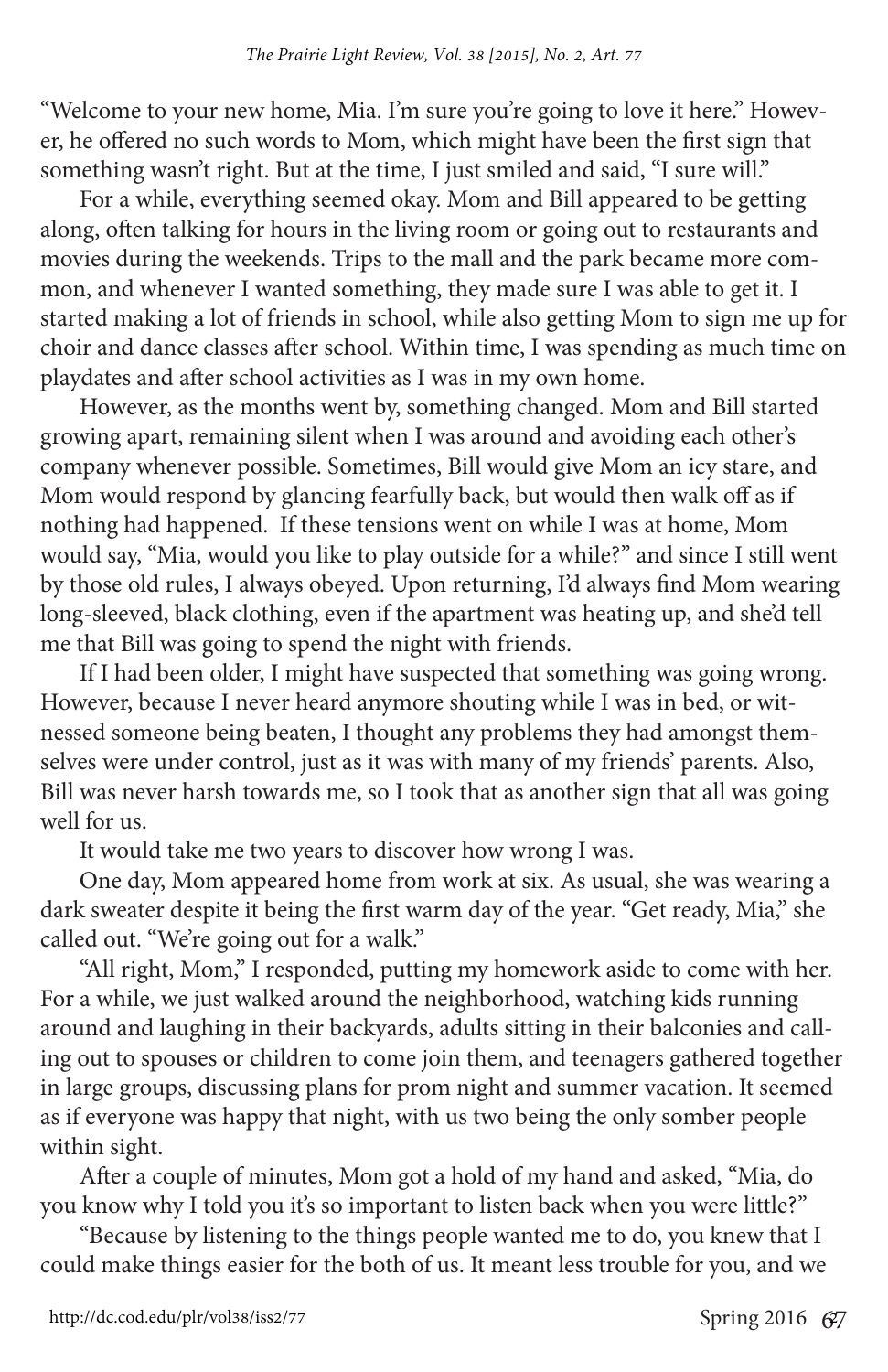"Welcome to your new home, Mia. I'm sure you're going to love it here." However, he offered no such words to Mom, which might have been the first sign that something wasn't right. But at the time, I just smiled and said, "I sure will."

For a while, everything seemed okay. Mom and Bill appeared to be getting along, often talking for hours in the living room or going out to restaurants and movies during the weekends. Trips to the mall and the park became more common, and whenever I wanted something, they made sure I was able to get it. I started making a lot of friends in school, while also getting Mom to sign me up for choir and dance classes after school. Within time, I was spending as much time on playdates and after school activities as I was in my own home.

However, as the months went by, something changed. Mom and Bill started growing apart, remaining silent when I was around and avoiding each other's company whenever possible. Sometimes, Bill would give Mom an icy stare, and Mom would respond by glancing fearfully back, but would then walk off as if nothing had happened. If these tensions went on while I was at home, Mom would say, "Mia, would you like to play outside for a while?" and since I still went by those old rules, I always obeyed. Upon returning, I'd always find Mom wearing long-sleeved, black clothing, even if the apartment was heating up, and she'd tell me that Bill was going to spend the night with friends.

If I had been older, I might have suspected that something was going wrong. However, because I never heard anymore shouting while I was in bed, or witnessed someone being beaten, I thought any problems they had amongst themselves were under control, just as it was with many of my friends' parents. Also, Bill was never harsh towards me, so I took that as another sign that all was going well for us.

It would take me two years to discover how wrong I was.

One day, Mom appeared home from work at six. As usual, she was wearing a dark sweater despite it being the first warm day of the year. "Get ready, Mia," she called out. "We're going out for a walk."

"All right, Mom," I responded, putting my homework aside to come with her. For a while, we just walked around the neighborhood, watching kids running around and laughing in their backyards, adults sitting in their balconies and calling out to spouses or children to come join them, and teenagers gathered together in large groups, discussing plans for prom night and summer vacation. It seemed as if everyone was happy that night, with us two being the only somber people within sight.

After a couple of minutes, Mom got a hold of my hand and asked, "Mia, do you know why I told you it's so important to listen back when you were little?"

"Because by listening to the things people wanted me to do, you knew that I could make things easier for the both of us. It meant less trouble for you, and we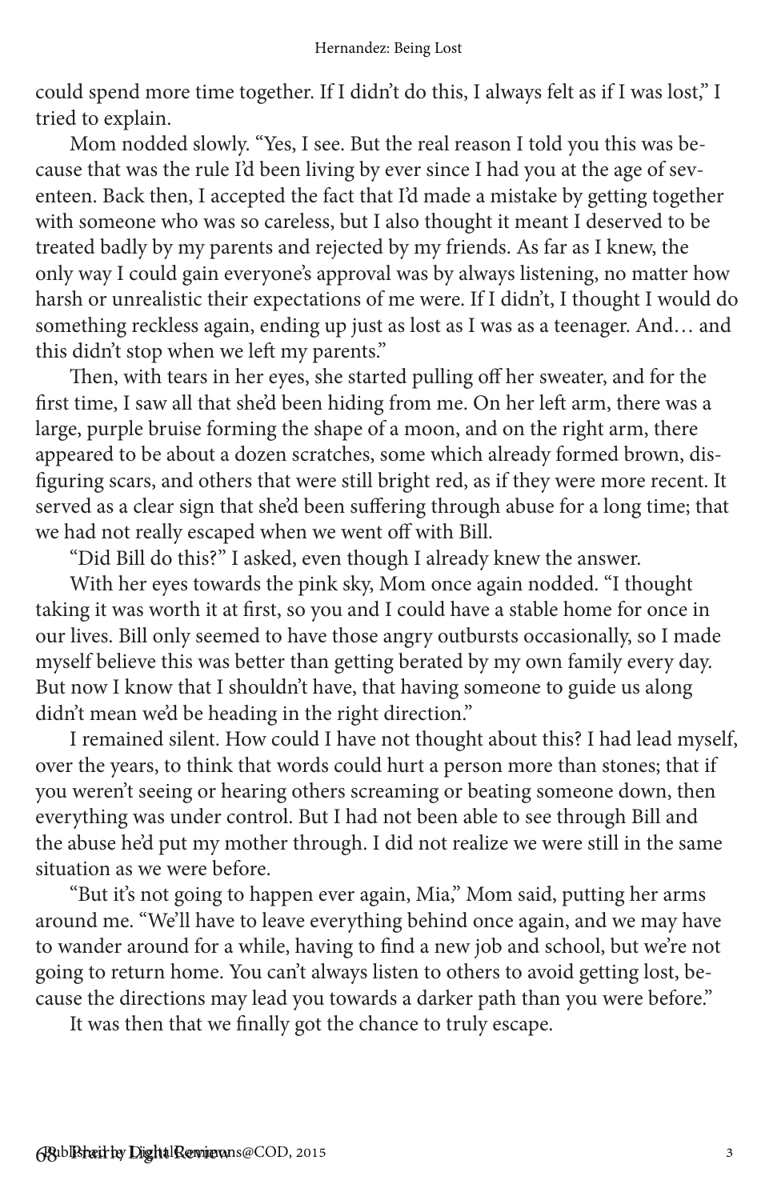could spend more time together. If I didn't do this, I always felt as if I was lost," I tried to explain.

Mom nodded slowly. "Yes, I see. But the real reason I told you this was because that was the rule I'd been living by ever since I had you at the age of seventeen. Back then, I accepted the fact that I'd made a mistake by getting together with someone who was so careless, but I also thought it meant I deserved to be treated badly by my parents and rejected by my friends. As far as I knew, the only way I could gain everyone's approval was by always listening, no matter how harsh or unrealistic their expectations of me were. If I didn't, I thought I would do something reckless again, ending up just as lost as I was as a teenager. And… and this didn't stop when we left my parents."

Then, with tears in her eyes, she started pulling off her sweater, and for the first time, I saw all that she'd been hiding from me. On her left arm, there was a large, purple bruise forming the shape of a moon, and on the right arm, there appeared to be about a dozen scratches, some which already formed brown, disfiguring scars, and others that were still bright red, as if they were more recent. It served as a clear sign that she'd been suffering through abuse for a long time; that we had not really escaped when we went off with Bill.

"Did Bill do this?" I asked, even though I already knew the answer.

With her eyes towards the pink sky, Mom once again nodded. "I thought taking it was worth it at first, so you and I could have a stable home for once in our lives. Bill only seemed to have those angry outbursts occasionally, so I made myself believe this was better than getting berated by my own family every day. But now I know that I shouldn't have, that having someone to guide us along didn't mean we'd be heading in the right direction."

I remained silent. How could I have not thought about this? I had lead myself, over the years, to think that words could hurt a person more than stones; that if you weren't seeing or hearing others screaming or beating someone down, then everything was under control. But I had not been able to see through Bill and the abuse he'd put my mother through. I did not realize we were still in the same situation as we were before.

"But it's not going to happen ever again, Mia," Mom said, putting her arms around me. "We'll have to leave everything behind once again, and we may have to wander around for a while, having to find a new job and school, but we're not going to return home. You can't always listen to others to avoid getting lost, because the directions may lead you towards a darker path than you were before."

It was then that we finally got the chance to truly escape.